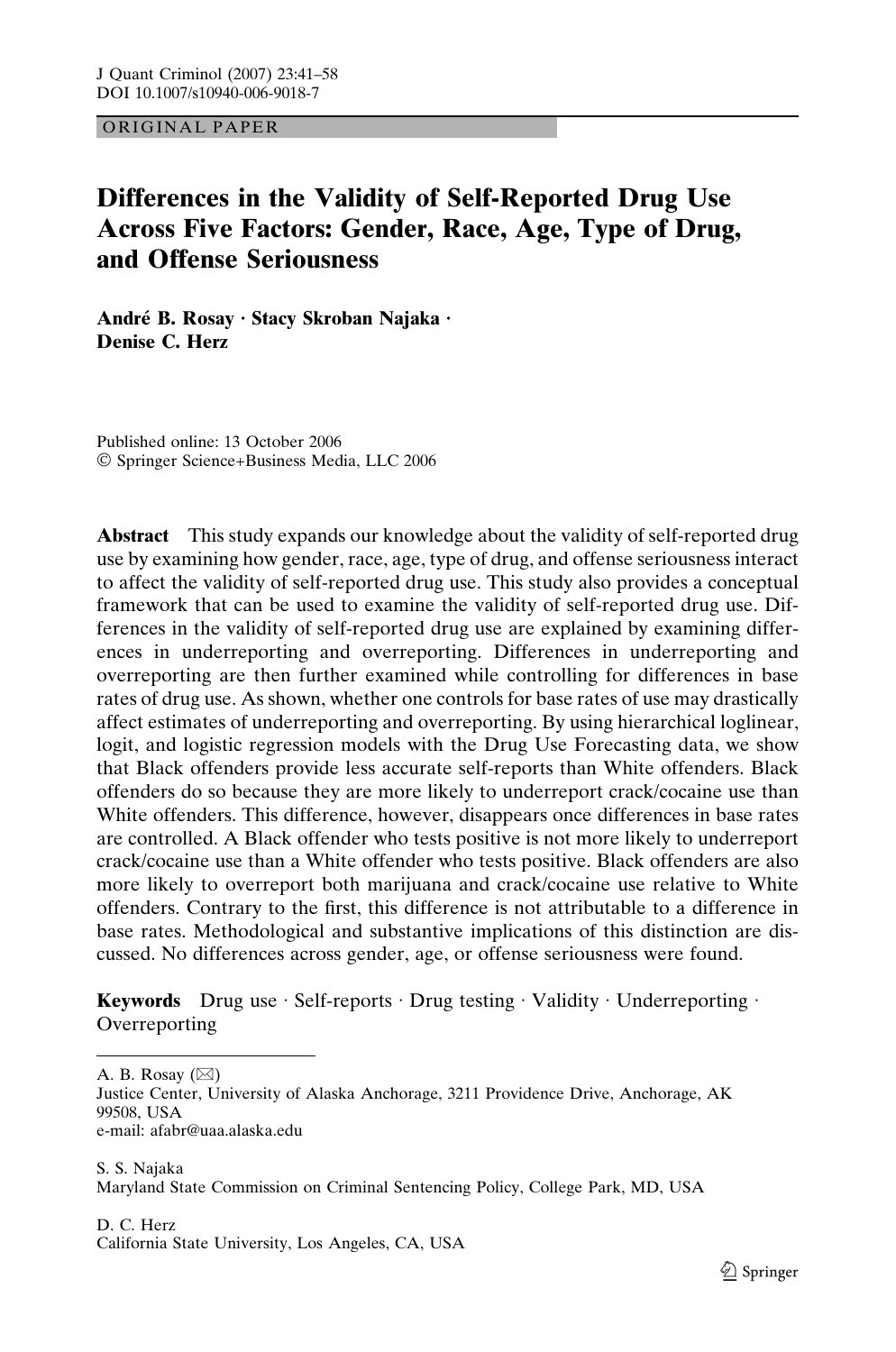ORIGINAL PAPER

# Differences in the Validity of Self-Reported Drug Use Across Five Factors: Gender, Race, Age, Type of Drug, and Offense Seriousness

**André B. Rosay · Stacy Skroban Najaka · Denise C. Herz**

Published online: 13 October 2006
© Springer Science+Business Media, LLC 2006

**Abstract** This study expands our knowledge about the validity of self-reported drug use by examining how gender, race, age, type of drug, and offense seriousness interact to affect the validity of self-reported drug use. This study also provides a conceptual framework that can be used to examine the validity of self-reported drug use. Differences in the validity of self-reported drug use are explained by examining differences in underreporting and overreporting. Differences in underreporting and overreporting are then further examined while controlling for differences in base rates of drug use. As shown, whether one controls for base rates of use may drastically affect estimates of underreporting and overreporting. By using hierarchical loglinear, logit, and logistic regression models with the Drug Use Forecasting data, we show that Black offenders provide less accurate self-reports than White offenders. Black offenders do so because they are more likely to underreport crack/cocaine use than White offenders. This difference, however, disappears once differences in base rates are controlled. A Black offender who tests positive is not more likely to underreport crack/cocaine use than a White offender who tests positive. Black offenders are also more likely to overreport both marijuana and crack/cocaine use relative to White offenders. Contrary to the first, this difference is not attributable to a difference in base rates. Methodological and substantive implications of this distinction are discussed. No differences across gender, age, or offense seriousness were found.

**Keywords** Drug use · Self-reports · Drug testing · Validity · Underreporting · Overreporting

---

A. B. Rosay (✉)
Justice Center, University of Alaska Anchorage, 3211 Providence Drive, Anchorage, AK 99508, USA
e-mail: afabr@uaa.alaska.edu

S. S. Najaka
Maryland State Commission on Criminal Sentencing Policy, College Park, MD, USA

D. C. Herz
California State University, Los Angeles, CA, USA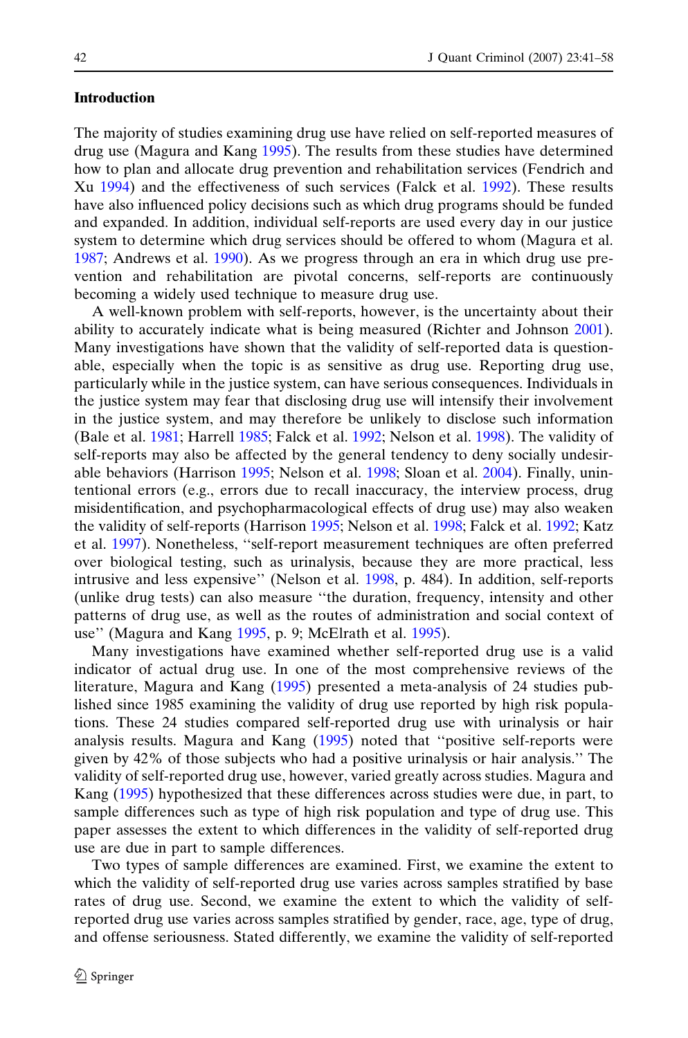## Introduction

The majority of studies examining drug use have relied on self-reported measures of drug use (Magura and Kang 1995). The results from these studies have determined how to plan and allocate drug prevention and rehabilitation services (Fendrich and Xu 1994) and the effectiveness of such services (Falck et al. 1992). These results have also influenced policy decisions such as which drug programs should be funded and expanded. In addition, individual self-reports are used every day in our justice system to determine which drug services should be offered to whom (Magura et al. 1987; Andrews et al. 1990). As we progress through an era in which drug use prevention and rehabilitation are pivotal concerns, self-reports are continuously becoming a widely used technique to measure drug use.

A well-known problem with self-reports, however, is the uncertainty about their ability to accurately indicate what is being measured (Richter and Johnson 2001). Many investigations have shown that the validity of self-reported data is questionable, especially when the topic is as sensitive as drug use. Reporting drug use, particularly while in the justice system, can have serious consequences. Individuals in the justice system may fear that disclosing drug use will intensify their involvement in the justice system, and may therefore be unlikely to disclose such information (Bale et al. 1981; Harrell 1985; Falck et al. 1992; Nelson et al. 1998). The validity of self-reports may also be affected by the general tendency to deny socially undesirable behaviors (Harrison 1995; Nelson et al. 1998; Sloan et al. 2004). Finally, unintentional errors (e.g., errors due to recall inaccuracy, the interview process, drug misidentification, and psychopharmacological effects of drug use) may also weaken the validity of self-reports (Harrison 1995; Nelson et al. 1998; Falck et al. 1992; Katz et al. 1997). Nonetheless, ''self-report measurement techniques are often preferred over biological testing, such as urinalysis, because they are more practical, less intrusive and less expensive'' (Nelson et al. 1998, p. 484). In addition, self-reports (unlike drug tests) can also measure ''the duration, frequency, intensity and other patterns of drug use, as well as the routes of administration and social context of use'' (Magura and Kang 1995, p. 9; McElrath et al. 1995).

Many investigations have examined whether self-reported drug use is a valid indicator of actual drug use. In one of the most comprehensive reviews of the literature, Magura and Kang (1995) presented a meta-analysis of 24 studies published since 1985 examining the validity of drug use reported by high risk populations. These 24 studies compared self-reported drug use with urinalysis or hair analysis results. Magura and Kang (1995) noted that ''positive self-reports were given by 42% of those subjects who had a positive urinalysis or hair analysis.'' The validity of self-reported drug use, however, varied greatly across studies. Magura and Kang (1995) hypothesized that these differences across studies were due, in part, to sample differences such as type of high risk population and type of drug use. This paper assesses the extent to which differences in the validity of self-reported drug use are due in part to sample differences.

Two types of sample differences are examined. First, we examine the extent to which the validity of self-reported drug use varies across samples stratified by base rates of drug use. Second, we examine the extent to which the validity of self-reported drug use varies across samples stratified by gender, race, age, type of drug, and offense seriousness. Stated differently, we examine the validity of self-reported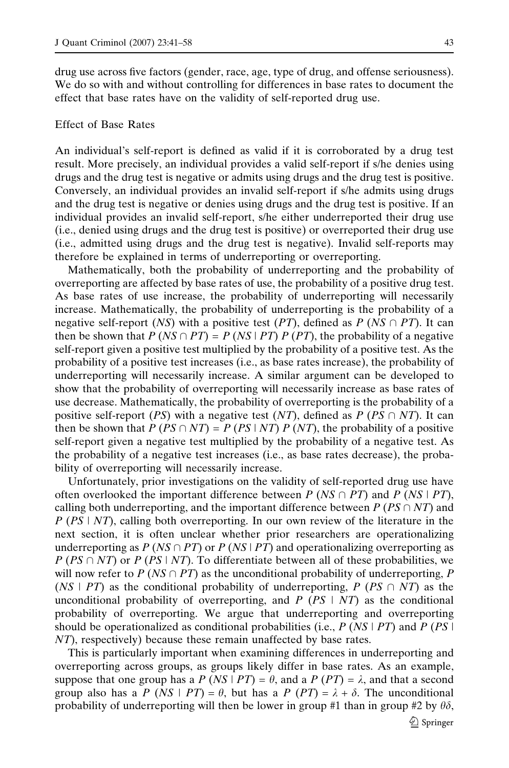drug use across five factors (gender, race, age, type of drug, and offense seriousness). We do so with and without controlling for differences in base rates to document the effect that base rates have on the validity of self-reported drug use.

## Effect of Base Rates

An individual's self-report is defined as valid if it is corroborated by a drug test result. More precisely, an individual provides a valid self-report if s/he denies using drugs and the drug test is negative or admits using drugs and the drug test is positive. Conversely, an individual provides an invalid self-report if s/he admits using drugs and the drug test is negative or denies using drugs and the drug test is positive. If an individual provides an invalid self-report, s/he either underreported their drug use (i.e., denied using drugs and the drug test is positive) or overreported their drug use (i.e., admitted using drugs and the drug test is negative). Invalid self-reports may therefore be explained in terms of underreporting or overreporting.

Mathematically, both the probability of underreporting and the probability of overreporting are affected by base rates of use, the probability of a positive drug test. As base rates of use increase, the probability of underreporting will necessarily increase. Mathematically, the probability of underreporting is the probability of a negative self-report (*NS*) with a positive test (*PT*), defined as $P(NS \cap PT)$. It can then be shown that $P(NS \cap PT) = P(NS \mid PT)\, P(PT)$, the probability of a negative self-report given a positive test multiplied by the probability of a positive test. As the probability of a positive test increases (i.e., as base rates increase), the probability of underreporting will necessarily increase. A similar argument can be developed to show that the probability of overreporting will necessarily increase as base rates of use decrease. Mathematically, the probability of overreporting is the probability of a positive self-report (*PS*) with a negative test (*NT*), defined as $P(PS \cap NT)$. It can then be shown that $P(PS \cap NT) = P(PS \mid NT)\, P(NT)$, the probability of a positive self-report given a negative test multiplied by the probability of a negative test. As the probability of a negative test increases (i.e., as base rates decrease), the probability of overreporting will necessarily increase.

Unfortunately, prior investigations on the validity of self-reported drug use have often overlooked the important difference between $P(NS \cap PT)$ and $P(NS \mid PT)$, calling both underreporting, and the important difference between $P(PS \cap NT)$ and $P(PS \mid NT)$, calling both overreporting. In our own review of the literature in the next section, it is often unclear whether prior researchers are operationalizing underreporting as $P(NS \cap PT)$ or $P(NS \mid PT)$ and operationalizing overreporting as $P(PS \cap NT)$ or $P(PS \mid NT)$. To differentiate between all of these probabilities, we will now refer to $P(NS \cap PT)$ as the unconditional probability of underreporting, $P(NS \mid PT)$ as the conditional probability of underreporting, $P(PS \cap NT)$ as the unconditional probability of overreporting, and $P(PS \mid NT)$ as the conditional probability of overreporting. We argue that underreporting and overreporting should be operationalized as conditional probabilities (i.e., $P(NS \mid PT)$ and $P(PS \mid NT)$, respectively) because these remain unaffected by base rates.

This is particularly important when examining differences in underreporting and overreporting across groups, as groups likely differ in base rates. As an example, suppose that one group has a $P(NS \mid PT) = \theta$, and a $P(PT) = \lambda$, and that a second group also has a $P(NS \mid PT) = \theta$, but has a $P(PT) = \lambda + \delta$. The unconditional probability of underreporting will then be lower in group #1 than in group #2 by $\theta\delta$,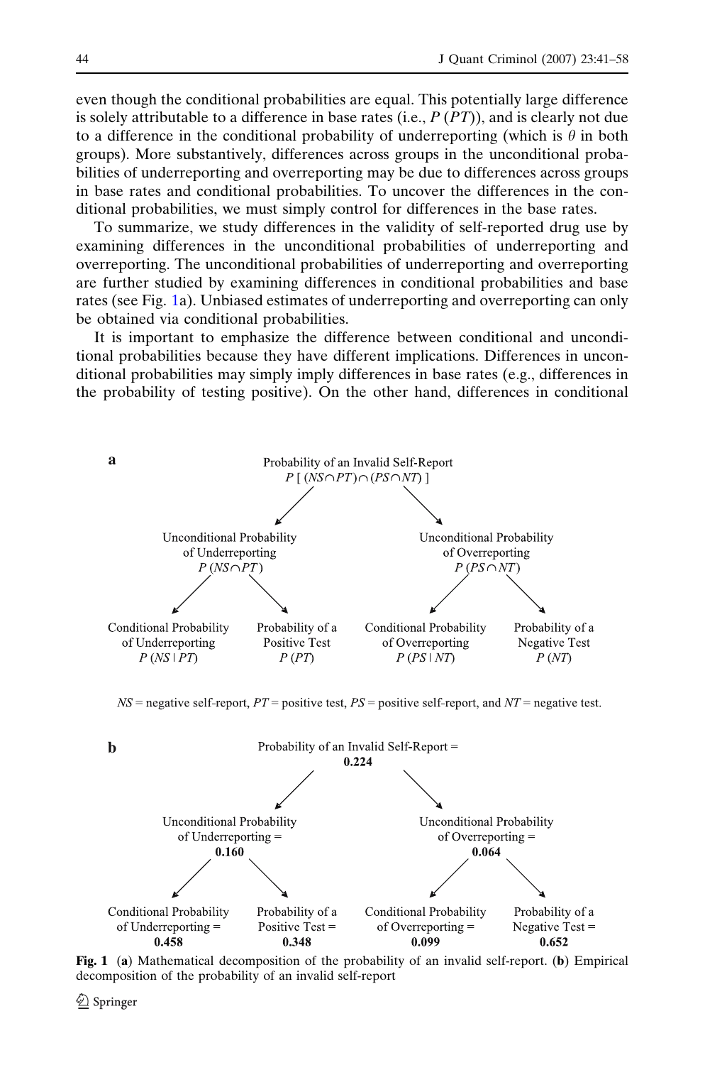even though the conditional probabilities are equal. This potentially large difference is solely attributable to a difference in base rates (i.e., $P(PT)$), and is clearly not due to a difference in the conditional probability of underreporting (which is $\theta$ in both groups). More substantively, differences across groups in the unconditional probabilities of underreporting and overreporting may be due to differences across groups in base rates and conditional probabilities. To uncover the differences in the conditional probabilities, we must simply control for differences in the base rates.

To summarize, we study differences in the validity of self-reported drug use by examining differences in the unconditional probabilities of underreporting and overreporting. The unconditional probabilities of underreporting and overreporting are further studied by examining differences in conditional probabilities and base rates (see Fig. 1a). Unbiased estimates of underreporting and overreporting can only be obtained via conditional probabilities.

It is important to emphasize the difference between conditional and unconditional probabilities because they have different implications. Differences in unconditional probabilities may simply imply differences in base rates (e.g., differences in the probability of testing positive). On the other hand, differences in conditional

**a**

Probability of an Invalid Self-Report
$P[(NS \cap PT) \cap (PS \cap NT)]$

- Unconditional Probability of Underreporting $P(NS \cap PT)$
  - Conditional Probability of Underreporting $P(NS \mid PT)$
  - Probability of a Positive Test $P(PT)$
- Unconditional Probability of Overreporting $P(PS \cap NT)$
  - Conditional Probability of Overreporting $P(PS \mid NT)$
  - Probability of a Negative Test $P(NT)$

$NS$ = negative self-report, $PT$ = positive test, $PS$ = positive self-report, and $NT$ = negative test.

**b**

Probability of an Invalid Self-Report = **0.224**

- Unconditional Probability of Underreporting = **0.160**
  - Conditional Probability of Underreporting = **0.458**
  - Probability of a Positive Test = **0.348**
- Unconditional Probability of Overreporting = **0.064**
  - Conditional Probability of Overreporting = **0.099**
  - Probability of a Negative Test = **0.652**

**Fig. 1** (**a**) Mathematical decomposition of the probability of an invalid self-report. (**b**) Empirical decomposition of the probability of an invalid self-report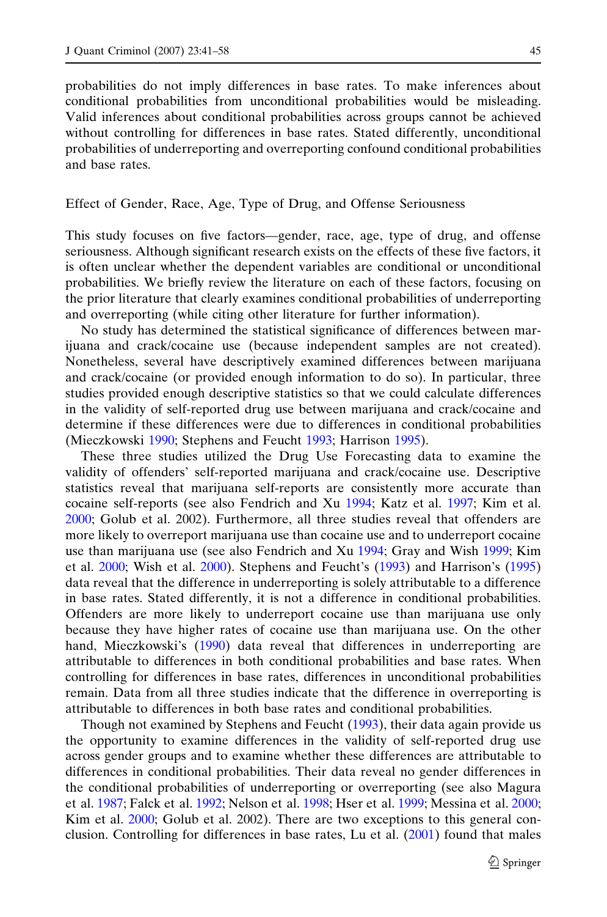probabilities do not imply differences in base rates. To make inferences about conditional probabilities from unconditional probabilities would be misleading. Valid inferences about conditional probabilities across groups cannot be achieved without controlling for differences in base rates. Stated differently, unconditional probabilities of underreporting and overreporting confound conditional probabilities and base rates.

## Effect of Gender, Race, Age, Type of Drug, and Offense Seriousness

This study focuses on five factors—gender, race, age, type of drug, and offense seriousness. Although significant research exists on the effects of these five factors, it is often unclear whether the dependent variables are conditional or unconditional probabilities. We briefly review the literature on each of these factors, focusing on the prior literature that clearly examines conditional probabilities of underreporting and overreporting (while citing other literature for further information).

No study has determined the statistical significance of differences between marijuana and crack/cocaine use (because independent samples are not created). Nonetheless, several have descriptively examined differences between marijuana and crack/cocaine (or provided enough information to do so). In particular, three studies provided enough descriptive statistics so that we could calculate differences in the validity of self-reported drug use between marijuana and crack/cocaine and determine if these differences were due to differences in conditional probabilities (Mieczkowski 1990; Stephens and Feucht 1993; Harrison 1995).

These three studies utilized the Drug Use Forecasting data to examine the validity of offenders' self-reported marijuana and crack/cocaine use. Descriptive statistics reveal that marijuana self-reports are consistently more accurate than cocaine self-reports (see also Fendrich and Xu 1994; Katz et al. 1997; Kim et al. 2000; Golub et al. 2002). Furthermore, all three studies reveal that offenders are more likely to overreport marijuana use than cocaine use and to underreport cocaine use than marijuana use (see also Fendrich and Xu 1994; Gray and Wish 1999; Kim et al. 2000; Wish et al. 2000). Stephens and Feucht's (1993) and Harrison's (1995) data reveal that the difference in underreporting is solely attributable to a difference in base rates. Stated differently, it is not a difference in conditional probabilities. Offenders are more likely to underreport cocaine use than marijuana use only because they have higher rates of cocaine use than marijuana use. On the other hand, Mieczkowski's (1990) data reveal that differences in underreporting are attributable to differences in both conditional probabilities and base rates. When controlling for differences in base rates, differences in unconditional probabilities remain. Data from all three studies indicate that the difference in overreporting is attributable to differences in both base rates and conditional probabilities.

Though not examined by Stephens and Feucht (1993), their data again provide us the opportunity to examine differences in the validity of self-reported drug use across gender groups and to examine whether these differences are attributable to differences in conditional probabilities. Their data reveal no gender differences in the conditional probabilities of underreporting or overreporting (see also Magura et al. 1987; Falck et al. 1992; Nelson et al. 1998; Hser et al. 1999; Messina et al. 2000; Kim et al. 2000; Golub et al. 2002). There are two exceptions to this general conclusion. Controlling for differences in base rates, Lu et al. (2001) found that males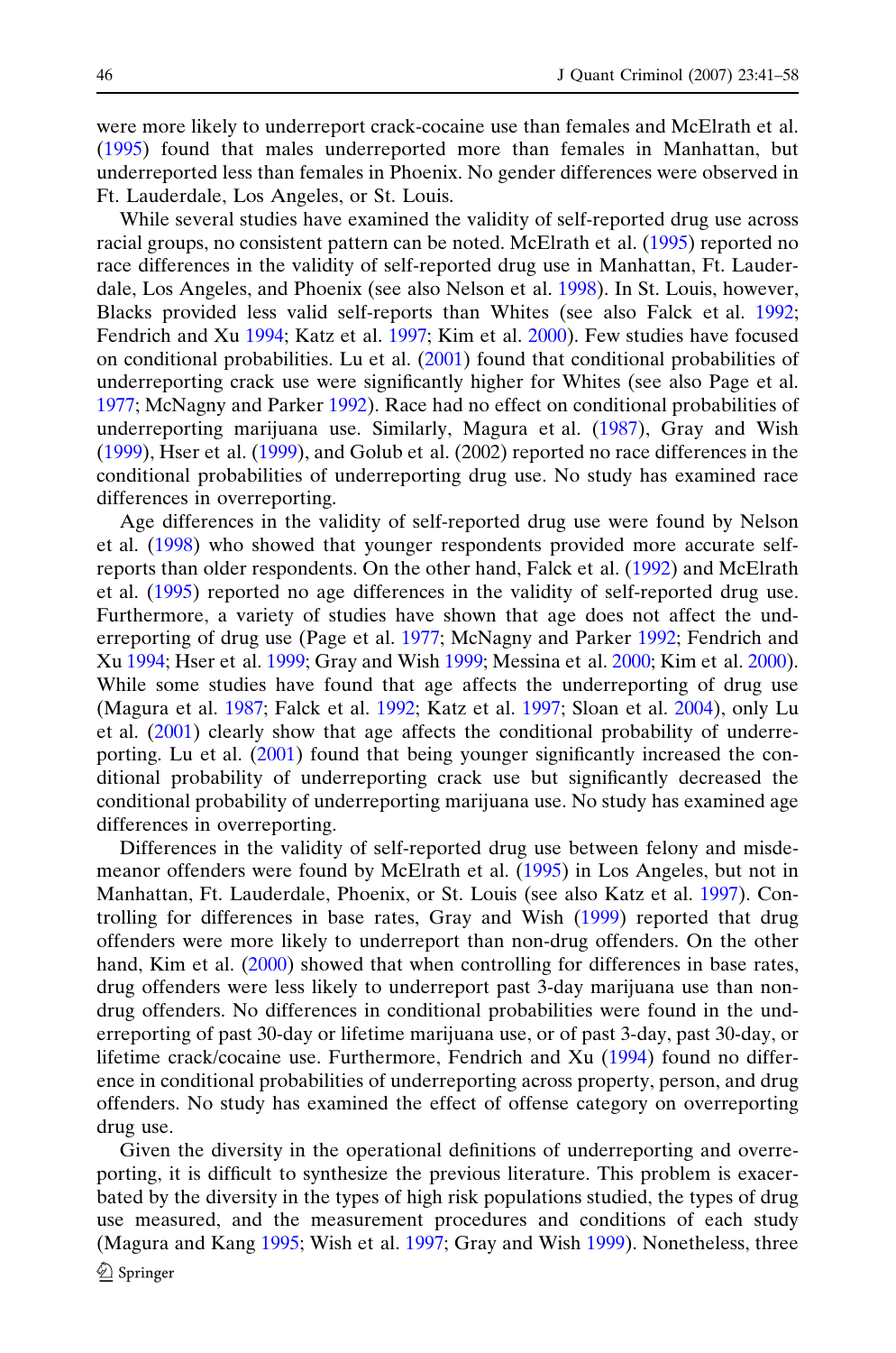were more likely to underreport crack-cocaine use than females and McElrath et al. (1995) found that males underreported more than females in Manhattan, but underreported less than females in Phoenix. No gender differences were observed in Ft. Lauderdale, Los Angeles, or St. Louis.

While several studies have examined the validity of self-reported drug use across racial groups, no consistent pattern can be noted. McElrath et al. (1995) reported no race differences in the validity of self-reported drug use in Manhattan, Ft. Lauderdale, Los Angeles, and Phoenix (see also Nelson et al. 1998). In St. Louis, however, Blacks provided less valid self-reports than Whites (see also Falck et al. 1992; Fendrich and Xu 1994; Katz et al. 1997; Kim et al. 2000). Few studies have focused on conditional probabilities. Lu et al. (2001) found that conditional probabilities of underreporting crack use were significantly higher for Whites (see also Page et al. 1977; McNagny and Parker 1992). Race had no effect on conditional probabilities of underreporting marijuana use. Similarly, Magura et al. (1987), Gray and Wish (1999), Hser et al. (1999), and Golub et al. (2002) reported no race differences in the conditional probabilities of underreporting drug use. No study has examined race differences in overreporting.

Age differences in the validity of self-reported drug use were found by Nelson et al. (1998) who showed that younger respondents provided more accurate self-reports than older respondents. On the other hand, Falck et al. (1992) and McElrath et al. (1995) reported no age differences in the validity of self-reported drug use. Furthermore, a variety of studies have shown that age does not affect the underreporting of drug use (Page et al. 1977; McNagny and Parker 1992; Fendrich and Xu 1994; Hser et al. 1999; Gray and Wish 1999; Messina et al. 2000; Kim et al. 2000). While some studies have found that age affects the underreporting of drug use (Magura et al. 1987; Falck et al. 1992; Katz et al. 1997; Sloan et al. 2004), only Lu et al. (2001) clearly show that age affects the conditional probability of underreporting. Lu et al. (2001) found that being younger significantly increased the conditional probability of underreporting crack use but significantly decreased the conditional probability of underreporting marijuana use. No study has examined age differences in overreporting.

Differences in the validity of self-reported drug use between felony and misdemeanor offenders were found by McElrath et al. (1995) in Los Angeles, but not in Manhattan, Ft. Lauderdale, Phoenix, or St. Louis (see also Katz et al. 1997). Controlling for differences in base rates, Gray and Wish (1999) reported that drug offenders were more likely to underreport than non-drug offenders. On the other hand, Kim et al. (2000) showed that when controlling for differences in base rates, drug offenders were less likely to underreport past 3-day marijuana use than non-drug offenders. No differences in conditional probabilities were found in the underreporting of past 30-day or lifetime marijuana use, or of past 3-day, past 30-day, or lifetime crack/cocaine use. Furthermore, Fendrich and Xu (1994) found no difference in conditional probabilities of underreporting across property, person, and drug offenders. No study has examined the effect of offense category on overreporting drug use.

Given the diversity in the operational definitions of underreporting and overreporting, it is difficult to synthesize the previous literature. This problem is exacerbated by the diversity in the types of high risk populations studied, the types of drug use measured, and the measurement procedures and conditions of each study (Magura and Kang 1995; Wish et al. 1997; Gray and Wish 1999). Nonetheless, three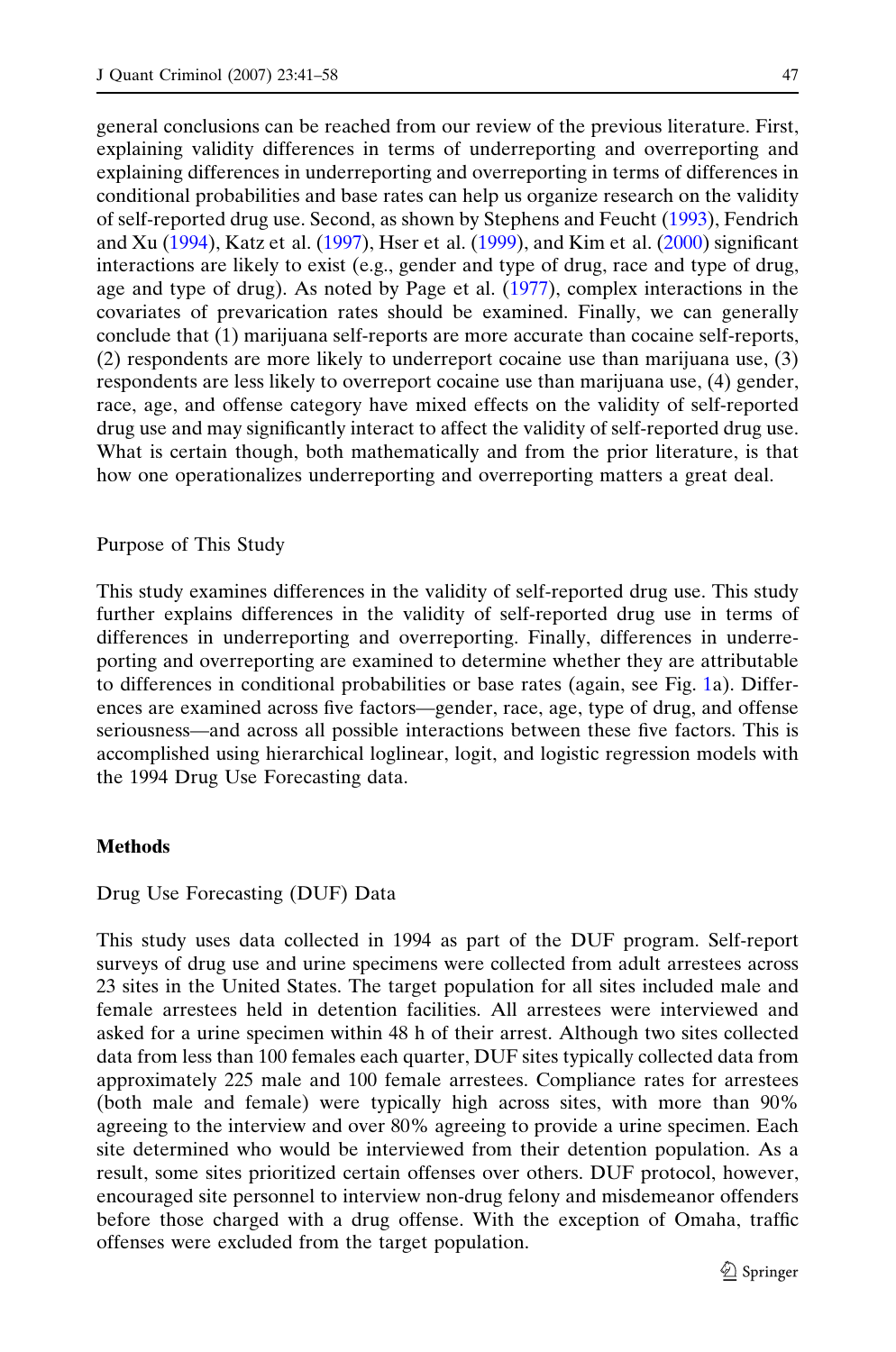general conclusions can be reached from our review of the previous literature. First, explaining validity differences in terms of underreporting and overreporting and explaining differences in underreporting and overreporting in terms of differences in conditional probabilities and base rates can help us organize research on the validity of self-reported drug use. Second, as shown by Stephens and Feucht (1993), Fendrich and Xu (1994), Katz et al. (1997), Hser et al. (1999), and Kim et al. (2000) significant interactions are likely to exist (e.g., gender and type of drug, race and type of drug, age and type of drug). As noted by Page et al. (1977), complex interactions in the covariates of prevarication rates should be examined. Finally, we can generally conclude that (1) marijuana self-reports are more accurate than cocaine self-reports, (2) respondents are more likely to underreport cocaine use than marijuana use, (3) respondents are less likely to overreport cocaine use than marijuana use, (4) gender, race, age, and offense category have mixed effects on the validity of self-reported drug use and may significantly interact to affect the validity of self-reported drug use. What is certain though, both mathematically and from the prior literature, is that how one operationalizes underreporting and overreporting matters a great deal.

### Purpose of This Study

This study examines differences in the validity of self-reported drug use. This study further explains differences in the validity of self-reported drug use in terms of differences in underreporting and overreporting. Finally, differences in underreporting and overreporting are examined to determine whether they are attributable to differences in conditional probabilities or base rates (again, see Fig. 1a). Differences are examined across five factors—gender, race, age, type of drug, and offense seriousness—and across all possible interactions between these five factors. This is accomplished using hierarchical loglinear, logit, and logistic regression models with the 1994 Drug Use Forecasting data.

## Methods

### Drug Use Forecasting (DUF) Data

This study uses data collected in 1994 as part of the DUF program. Self-report surveys of drug use and urine specimens were collected from adult arrestees across 23 sites in the United States. The target population for all sites included male and female arrestees held in detention facilities. All arrestees were interviewed and asked for a urine specimen within 48 h of their arrest. Although two sites collected data from less than 100 females each quarter, DUF sites typically collected data from approximately 225 male and 100 female arrestees. Compliance rates for arrestees (both male and female) were typically high across sites, with more than 90% agreeing to the interview and over 80% agreeing to provide a urine specimen. Each site determined who would be interviewed from their detention population. As a result, some sites prioritized certain offenses over others. DUF protocol, however, encouraged site personnel to interview non-drug felony and misdemeanor offenders before those charged with a drug offense. With the exception of Omaha, traffic offenses were excluded from the target population.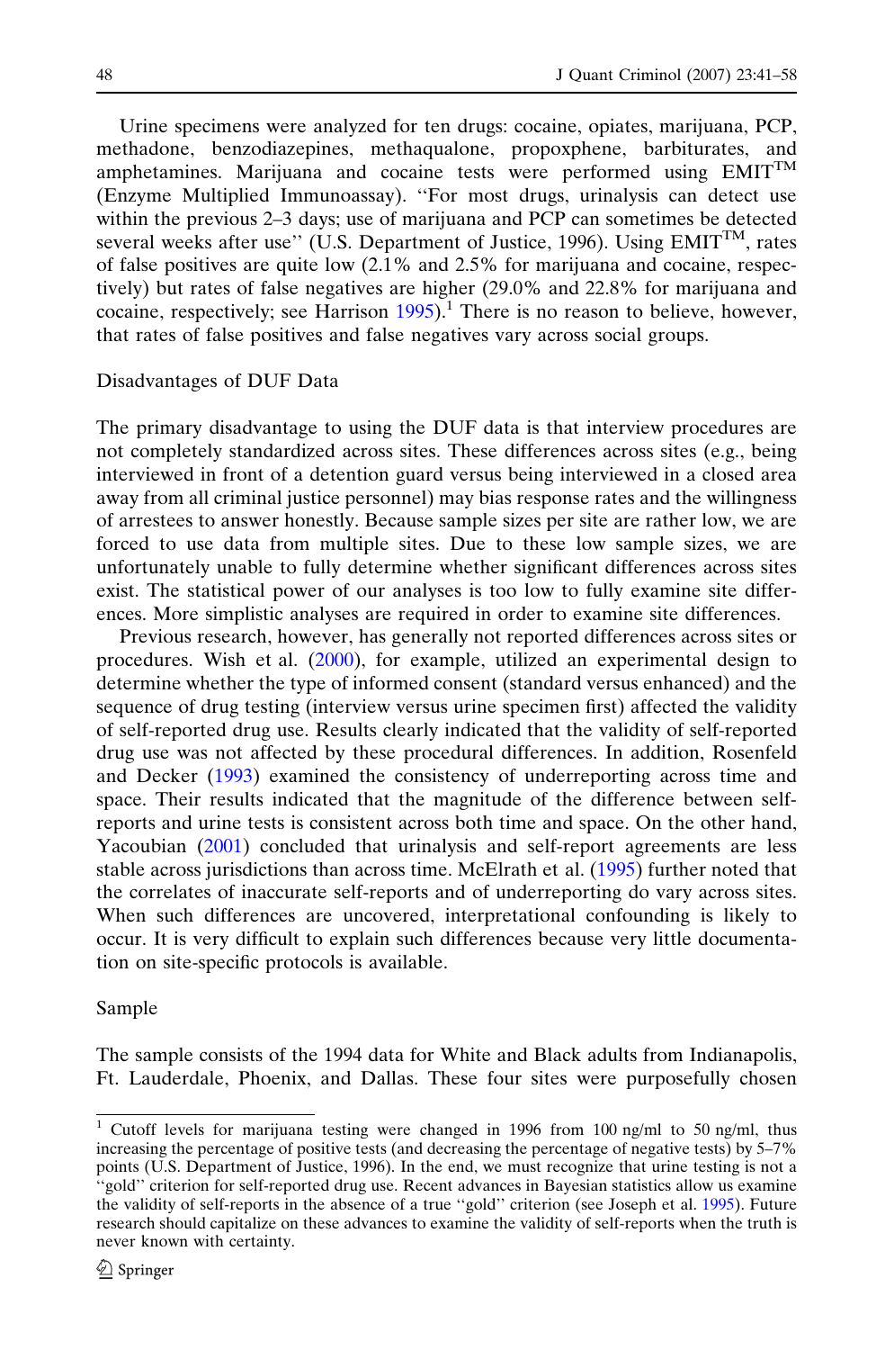Urine specimens were analyzed for ten drugs: cocaine, opiates, marijuana, PCP, methadone, benzodiazepines, methaqualone, propoxphene, barbiturates, and amphetamines. Marijuana and cocaine tests were performed using EMIT™ (Enzyme Multiplied Immunoassay). ''For most drugs, urinalysis can detect use within the previous 2–3 days; use of marijuana and PCP can sometimes be detected several weeks after use'' (U.S. Department of Justice, 1996). Using EMIT™, rates of false positives are quite low (2.1% and 2.5% for marijuana and cocaine, respectively) but rates of false negatives are higher (29.0% and 22.8% for marijuana and cocaine, respectively; see Harrison 1995).[1] There is no reason to believe, however, that rates of false positives and false negatives vary across social groups.

Disadvantages of DUF Data

The primary disadvantage to using the DUF data is that interview procedures are not completely standardized across sites. These differences across sites (e.g., being interviewed in front of a detention guard versus being interviewed in a closed area away from all criminal justice personnel) may bias response rates and the willingness of arrestees to answer honestly. Because sample sizes per site are rather low, we are forced to use data from multiple sites. Due to these low sample sizes, we are unfortunately unable to fully determine whether significant differences across sites exist. The statistical power of our analyses is too low to fully examine site differences. More simplistic analyses are required in order to examine site differences.

Previous research, however, has generally not reported differences across sites or procedures. Wish et al. (2000), for example, utilized an experimental design to determine whether the type of informed consent (standard versus enhanced) and the sequence of drug testing (interview versus urine specimen first) affected the validity of self-reported drug use. Results clearly indicated that the validity of self-reported drug use was not affected by these procedural differences. In addition, Rosenfeld and Decker (1993) examined the consistency of underreporting across time and space. Their results indicated that the magnitude of the difference between self-reports and urine tests is consistent across both time and space. On the other hand, Yacoubian (2001) concluded that urinalysis and self-report agreements are less stable across jurisdictions than across time. McElrath et al. (1995) further noted that the correlates of inaccurate self-reports and of underreporting do vary across sites. When such differences are uncovered, interpretational confounding is likely to occur. It is very difficult to explain such differences because very little documentation on site-specific protocols is available.

Sample

The sample consists of the 1994 data for White and Black adults from Indianapolis, Ft. Lauderdale, Phoenix, and Dallas. These four sites were purposefully chosen

[1] Cutoff levels for marijuana testing were changed in 1996 from 100 ng/ml to 50 ng/ml, thus increasing the percentage of positive tests (and decreasing the percentage of negative tests) by 5–7% points (U.S. Department of Justice, 1996). In the end, we must recognize that urine testing is not a ''gold'' criterion for self-reported drug use. Recent advances in Bayesian statistics allow us examine the validity of self-reports in the absence of a true ''gold'' criterion (see Joseph et al. 1995). Future research should capitalize on these advances to examine the validity of self-reports when the truth is never known with certainty.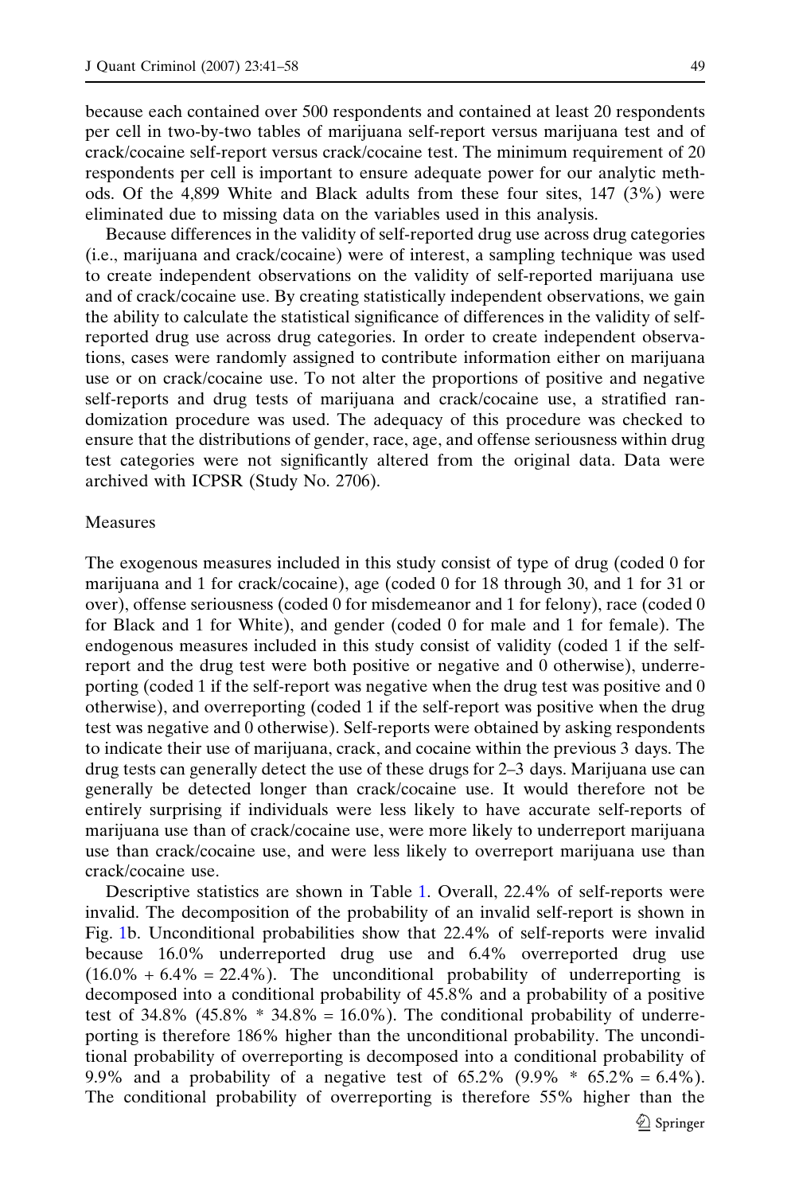because each contained over 500 respondents and contained at least 20 respondents per cell in two-by-two tables of marijuana self-report versus marijuana test and of crack/cocaine self-report versus crack/cocaine test. The minimum requirement of 20 respondents per cell is important to ensure adequate power for our analytic methods. Of the 4,899 White and Black adults from these four sites, 147 (3%) were eliminated due to missing data on the variables used in this analysis.

Because differences in the validity of self-reported drug use across drug categories (i.e., marijuana and crack/cocaine) were of interest, a sampling technique was used to create independent observations on the validity of self-reported marijuana use and of crack/cocaine use. By creating statistically independent observations, we gain the ability to calculate the statistical significance of differences in the validity of self-reported drug use across drug categories. In order to create independent observations, cases were randomly assigned to contribute information either on marijuana use or on crack/cocaine use. To not alter the proportions of positive and negative self-reports and drug tests of marijuana and crack/cocaine use, a stratified randomization procedure was used. The adequacy of this procedure was checked to ensure that the distributions of gender, race, age, and offense seriousness within drug test categories were not significantly altered from the original data. Data were archived with ICPSR (Study No. 2706).

## Measures

The exogenous measures included in this study consist of type of drug (coded 0 for marijuana and 1 for crack/cocaine), age (coded 0 for 18 through 30, and 1 for 31 or over), offense seriousness (coded 0 for misdemeanor and 1 for felony), race (coded 0 for Black and 1 for White), and gender (coded 0 for male and 1 for female). The endogenous measures included in this study consist of validity (coded 1 if the self-report and the drug test were both positive or negative and 0 otherwise), underreporting (coded 1 if the self-report was negative when the drug test was positive and 0 otherwise), and overreporting (coded 1 if the self-report was positive when the drug test was negative and 0 otherwise). Self-reports were obtained by asking respondents to indicate their use of marijuana, crack, and cocaine within the previous 3 days. The drug tests can generally detect the use of these drugs for 2–3 days. Marijuana use can generally be detected longer than crack/cocaine use. It would therefore not be entirely surprising if individuals were less likely to have accurate self-reports of marijuana use than of crack/cocaine use, were more likely to underreport marijuana use than crack/cocaine use, and were less likely to overreport marijuana use than crack/cocaine use.

Descriptive statistics are shown in Table 1. Overall, 22.4% of self-reports were invalid. The decomposition of the probability of an invalid self-report is shown in Fig. 1b. Unconditional probabilities show that 22.4% of self-reports were invalid because 16.0% underreported drug use and 6.4% overreported drug use (16.0% + 6.4% = 22.4%). The unconditional probability of underreporting is decomposed into a conditional probability of 45.8% and a probability of a positive test of 34.8% (45.8% * 34.8% = 16.0%). The conditional probability of underreporting is therefore 186% higher than the unconditional probability. The unconditional probability of overreporting is decomposed into a conditional probability of 9.9% and a probability of a negative test of 65.2% (9.9% * 65.2% = 6.4%). The conditional probability of overreporting is therefore 55% higher than the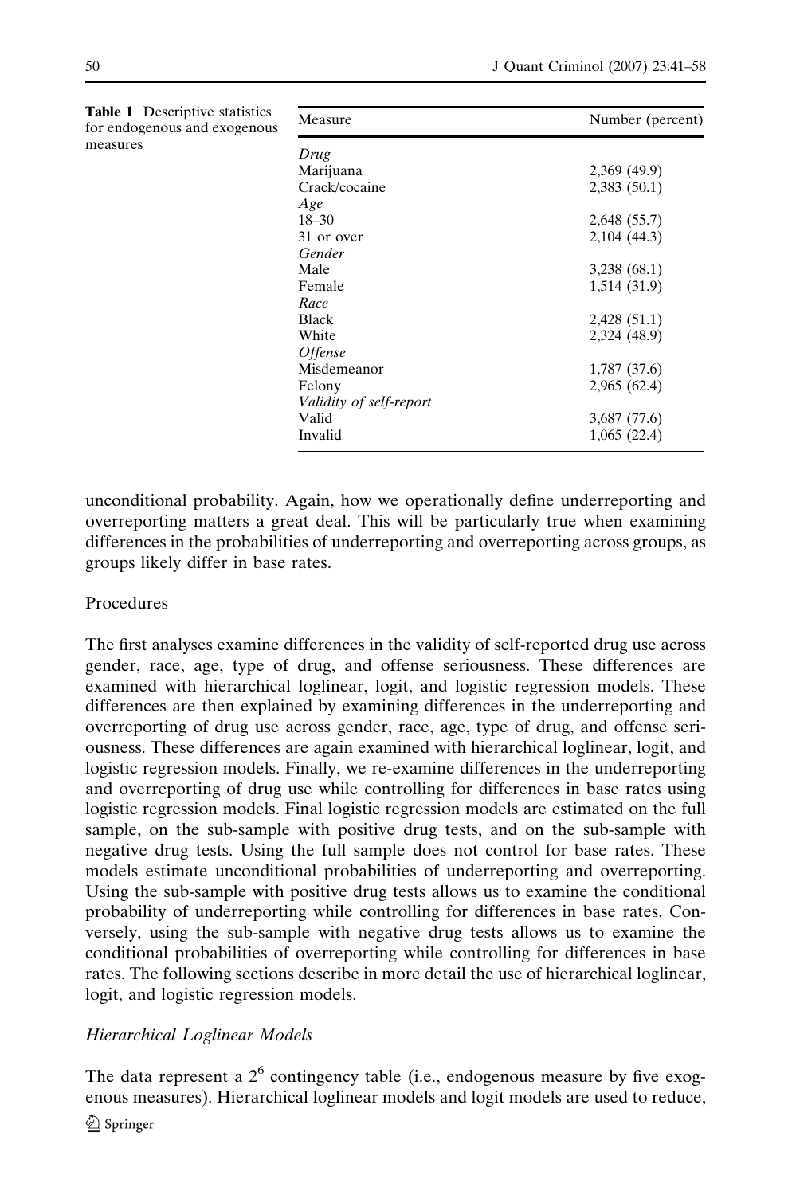**Table 1** Descriptive statistics for endogenous and exogenous measures

| Measure | Number (percent) |
|---|---|
| *Drug* | |
| Marijuana | 2,369 (49.9) |
| Crack/cocaine | 2,383 (50.1) |
| *Age* | |
| 18–30 | 2,648 (55.7) |
| 31 or over | 2,104 (44.3) |
| *Gender* | |
| Male | 3,238 (68.1) |
| Female | 1,514 (31.9) |
| *Race* | |
| Black | 2,428 (51.1) |
| White | 2,324 (48.9) |
| *Offense* | |
| Misdemeanor | 1,787 (37.6) |
| Felony | 2,965 (62.4) |
| *Validity of self-report* | |
| Valid | 3,687 (77.6) |
| Invalid | 1,065 (22.4) |

unconditional probability. Again, how we operationally define underreporting and overreporting matters a great deal. This will be particularly true when examining differences in the probabilities of underreporting and overreporting across groups, as groups likely differ in base rates.

## Procedures

The first analyses examine differences in the validity of self-reported drug use across gender, race, age, type of drug, and offense seriousness. These differences are examined with hierarchical loglinear, logit, and logistic regression models. These differences are then explained by examining differences in the underreporting and overreporting of drug use across gender, race, age, type of drug, and offense seriousness. These differences are again examined with hierarchical loglinear, logit, and logistic regression models. Finally, we re-examine differences in the underreporting and overreporting of drug use while controlling for differences in base rates using logistic regression models. Final logistic regression models are estimated on the full sample, on the sub-sample with positive drug tests, and on the sub-sample with negative drug tests. Using the full sample does not control for base rates. These models estimate unconditional probabilities of underreporting and overreporting. Using the sub-sample with positive drug tests allows us to examine the conditional probability of underreporting while controlling for differences in base rates. Conversely, using the sub-sample with negative drug tests allows us to examine the conditional probabilities of overreporting while controlling for differences in base rates. The following sections describe in more detail the use of hierarchical loglinear, logit, and logistic regression models.

### *Hierarchical Loglinear Models*

The data represent a $2^6$ contingency table (i.e., endogenous measure by five exogenous measures). Hierarchical loglinear models and logit models are used to reduce,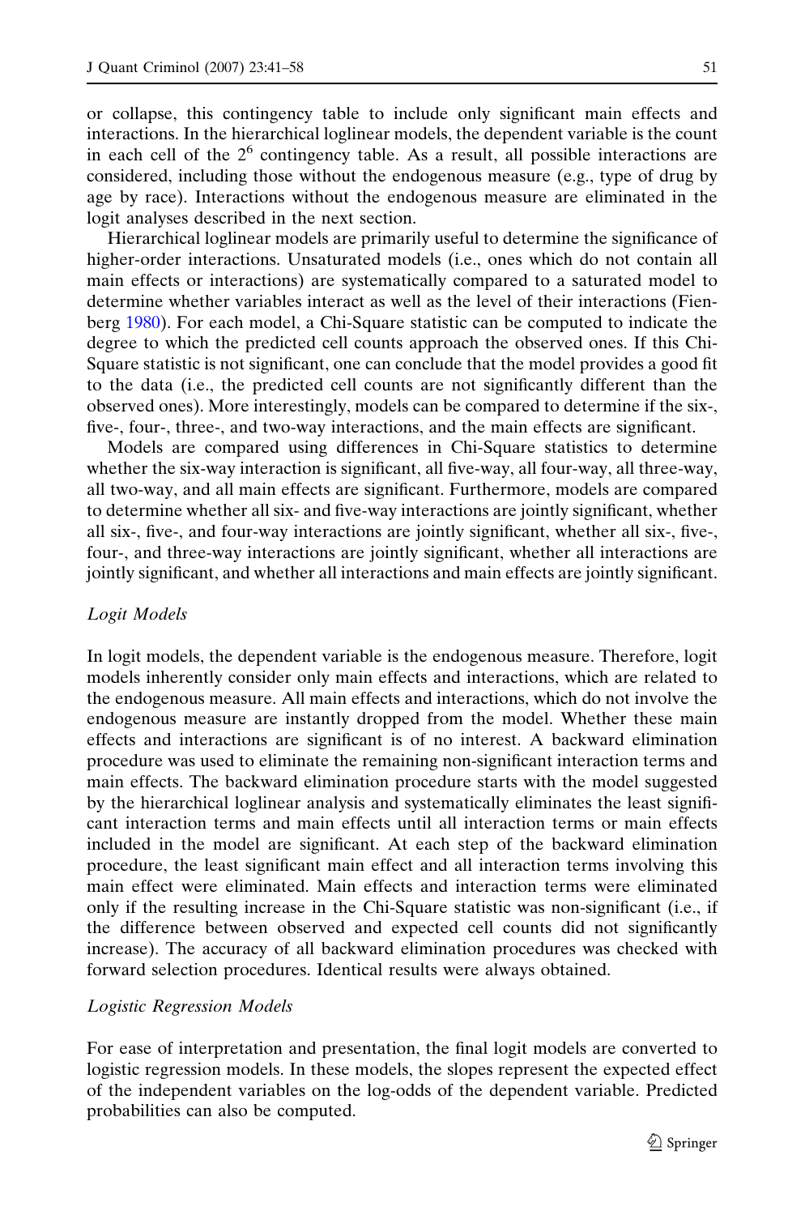or collapse, this contingency table to include only significant main effects and interactions. In the hierarchical loglinear models, the dependent variable is the count in each cell of the $2^6$ contingency table. As a result, all possible interactions are considered, including those without the endogenous measure (e.g., type of drug by age by race). Interactions without the endogenous measure are eliminated in the logit analyses described in the next section.

Hierarchical loglinear models are primarily useful to determine the significance of higher-order interactions. Unsaturated models (i.e., ones which do not contain all main effects or interactions) are systematically compared to a saturated model to determine whether variables interact as well as the level of their interactions (Fienberg 1980). For each model, a Chi-Square statistic can be computed to indicate the degree to which the predicted cell counts approach the observed ones. If this Chi-Square statistic is not significant, one can conclude that the model provides a good fit to the data (i.e., the predicted cell counts are not significantly different than the observed ones). More interestingly, models can be compared to determine if the six-, five-, four-, three-, and two-way interactions, and the main effects are significant.

Models are compared using differences in Chi-Square statistics to determine whether the six-way interaction is significant, all five-way, all four-way, all three-way, all two-way, and all main effects are significant. Furthermore, models are compared to determine whether all six- and five-way interactions are jointly significant, whether all six-, five-, and four-way interactions are jointly significant, whether all six-, five-, four-, and three-way interactions are jointly significant, whether all interactions are jointly significant, and whether all interactions and main effects are jointly significant.

### *Logit Models*

In logit models, the dependent variable is the endogenous measure. Therefore, logit models inherently consider only main effects and interactions, which are related to the endogenous measure. All main effects and interactions, which do not involve the endogenous measure are instantly dropped from the model. Whether these main effects and interactions are significant is of no interest. A backward elimination procedure was used to eliminate the remaining non-significant interaction terms and main effects. The backward elimination procedure starts with the model suggested by the hierarchical loglinear analysis and systematically eliminates the least significant interaction terms and main effects until all interaction terms or main effects included in the model are significant. At each step of the backward elimination procedure, the least significant main effect and all interaction terms involving this main effect were eliminated. Main effects and interaction terms were eliminated only if the resulting increase in the Chi-Square statistic was non-significant (i.e., if the difference between observed and expected cell counts did not significantly increase). The accuracy of all backward elimination procedures was checked with forward selection procedures. Identical results were always obtained.

### *Logistic Regression Models*

For ease of interpretation and presentation, the final logit models are converted to logistic regression models. In these models, the slopes represent the expected effect of the independent variables on the log-odds of the dependent variable. Predicted probabilities can also be computed.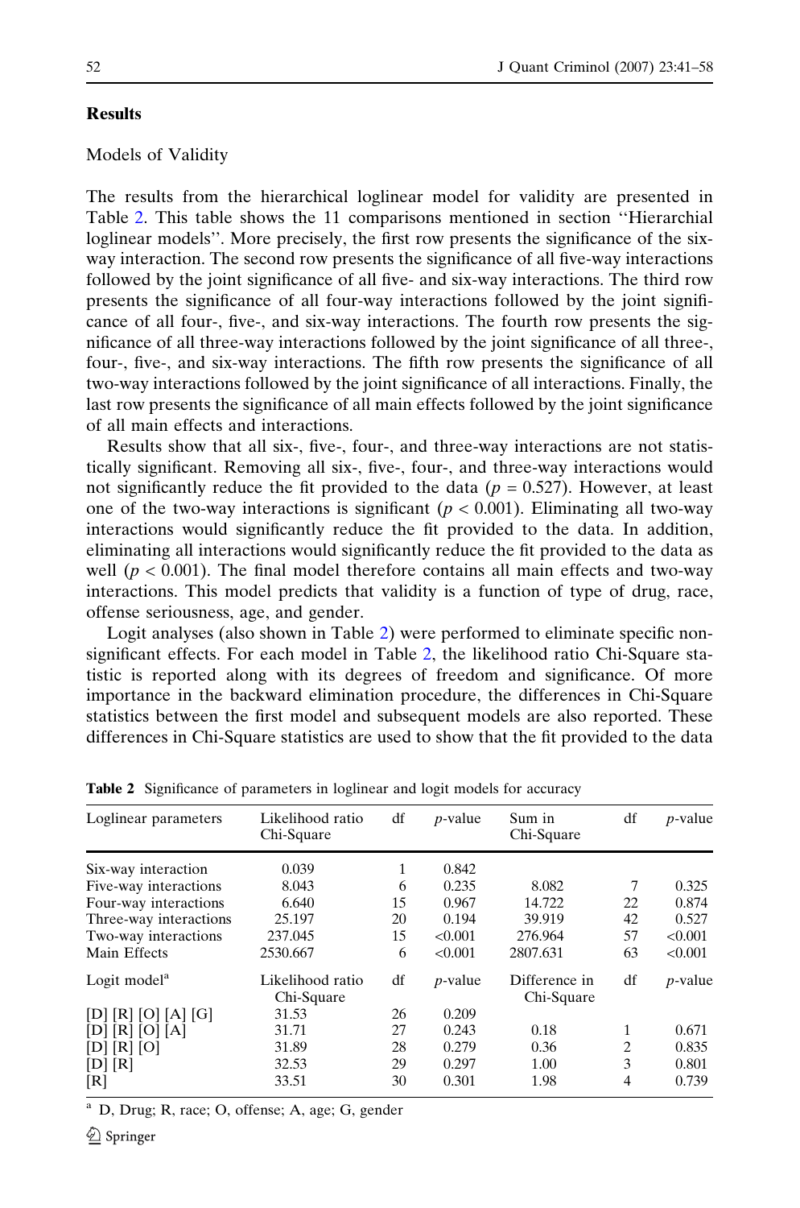## Results

### Models of Validity

The results from the hierarchical loglinear model for validity are presented in Table 2. This table shows the 11 comparisons mentioned in section ''Hierarchial loglinear models''. More precisely, the first row presents the significance of the six-way interaction. The second row presents the significance of all five-way interactions followed by the joint significance of all five- and six-way interactions. The third row presents the significance of all four-way interactions followed by the joint significance of all four-, five-, and six-way interactions. The fourth row presents the significance of all three-way interactions followed by the joint significance of all three-, four-, five-, and six-way interactions. The fifth row presents the significance of all two-way interactions followed by the joint significance of all interactions. Finally, the last row presents the significance of all main effects followed by the joint significance of all main effects and interactions.

Results show that all six-, five-, four-, and three-way interactions are not statistically significant. Removing all six-, five-, four-, and three-way interactions would not significantly reduce the fit provided to the data ($p = 0.527$). However, at least one of the two-way interactions is significant ($p < 0.001$). Eliminating all two-way interactions would significantly reduce the fit provided to the data. In addition, eliminating all interactions would significantly reduce the fit provided to the data as well ($p < 0.001$). The final model therefore contains all main effects and two-way interactions. This model predicts that validity is a function of type of drug, race, offense seriousness, age, and gender.

Logit analyses (also shown in Table 2) were performed to eliminate specific non-significant effects. For each model in Table 2, the likelihood ratio Chi-Square statistic is reported along with its degrees of freedom and significance. Of more importance in the backward elimination procedure, the differences in Chi-Square statistics between the first model and subsequent models are also reported. These differences in Chi-Square statistics are used to show that the fit provided to the data

**Table 2** Significance of parameters in loglinear and logit models for accuracy

| Loglinear parameters | Likelihood ratio Chi-Square | df | *p*-value | Sum in Chi-Square | df | *p*-value |
|---|---|---|---|---|---|---|
| Six-way interaction | 0.039 | 1 | 0.842 | | | |
| Five-way interactions | 8.043 | 6 | 0.235 | 8.082 | 7 | 0.325 |
| Four-way interactions | 6.640 | 15 | 0.967 | 14.722 | 22 | 0.874 |
| Three-way interactions | 25.197 | 20 | 0.194 | 39.919 | 42 | 0.527 |
| Two-way interactions | 237.045 | 15 | <0.001 | 276.964 | 57 | <0.001 |
| Main Effects | 2530.667 | 6 | <0.001 | 2807.631 | 63 | <0.001 |
| **Logit model**[a] | **Likelihood ratio Chi-Square** | **df** | ***p*-value** | **Difference in Chi-Square** | **df** | ***p*-value** |
| [D] [R] [O] [A] [G] | 31.53 | 26 | 0.209 | | | |
| [D] [R] [O] [A] | 31.71 | 27 | 0.243 | 0.18 | 1 | 0.671 |
| [D] [R] [O] | 31.89 | 28 | 0.279 | 0.36 | 2 | 0.835 |
| [D] [R] | 32.53 | 29 | 0.297 | 1.00 | 3 | 0.801 |
| [R] | 33.51 | 30 | 0.301 | 1.98 | 4 | 0.739 |

[a] D, Drug; R, race; O, offense; A, age; G, gender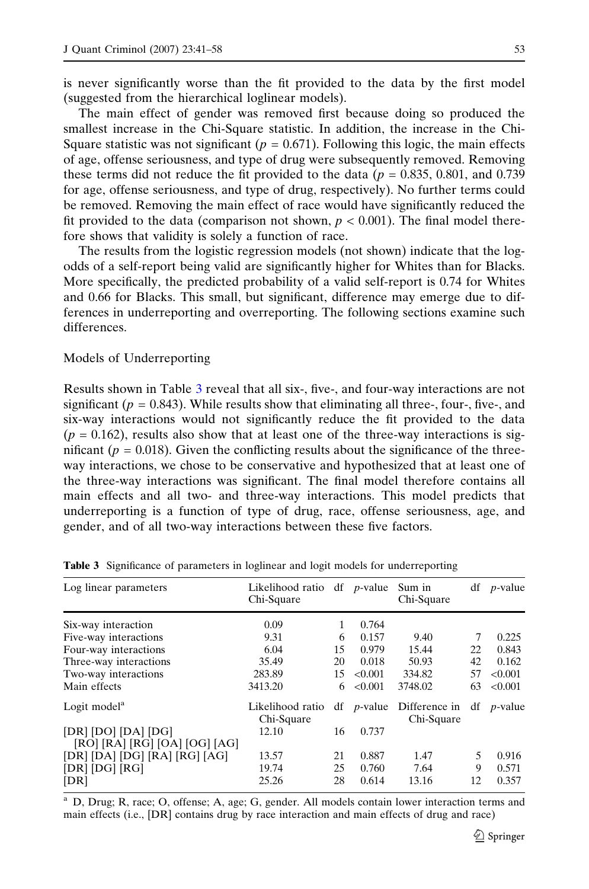is never significantly worse than the fit provided to the data by the first model (suggested from the hierarchical loglinear models).

The main effect of gender was removed first because doing so produced the smallest increase in the Chi-Square statistic. In addition, the increase in the Chi-Square statistic was not significant ($p = 0.671$). Following this logic, the main effects of age, offense seriousness, and type of drug were subsequently removed. Removing these terms did not reduce the fit provided to the data ($p = 0.835$, 0.801, and 0.739 for age, offense seriousness, and type of drug, respectively). No further terms could be removed. Removing the main effect of race would have significantly reduced the fit provided to the data (comparison not shown, $p < 0.001$). The final model therefore shows that validity is solely a function of race.

The results from the logistic regression models (not shown) indicate that the log-odds of a self-report being valid are significantly higher for Whites than for Blacks. More specifically, the predicted probability of a valid self-report is 0.74 for Whites and 0.66 for Blacks. This small, but significant, difference may emerge due to differences in underreporting and overreporting. The following sections examine such differences.

## Models of Underreporting

Results shown in Table 3 reveal that all six-, five-, and four-way interactions are not significant ($p = 0.843$). While results show that eliminating all three-, four-, five-, and six-way interactions would not significantly reduce the fit provided to the data ($p = 0.162$), results also show that at least one of the three-way interactions is significant ($p = 0.018$). Given the conflicting results about the significance of the three-way interactions, we chose to be conservative and hypothesized that at least one of the three-way interactions was significant. The final model therefore contains all main effects and all two- and three-way interactions. This model predicts that underreporting is a function of type of drug, race, offense seriousness, age, and gender, and of all two-way interactions between these five factors.

**Table 3** Significance of parameters in loglinear and logit models for underreporting

| Log linear parameters | Likelihood ratio Chi-Square | df | *p*-value | Sum in Chi-Square | df | *p*-value |
|---|---|---|---|---|---|---|
| Six-way interaction | 0.09 | 1 | 0.764 | | | |
| Five-way interactions | 9.31 | 6 | 0.157 | 9.40 | 7 | 0.225 |
| Four-way interactions | 6.04 | 15 | 0.979 | 15.44 | 22 | 0.843 |
| Three-way interactions | 35.49 | 20 | 0.018 | 50.93 | 42 | 0.162 |
| Two-way interactions | 283.89 | 15 | <0.001 | 334.82 | 57 | <0.001 |
| Main effects | 3413.20 | 6 | <0.001 | 3748.02 | 63 | <0.001 |
| **Logit model**[a] | **Likelihood ratio Chi-Square** | **df** | ***p*-value** | **Difference in Chi-Square** | **df** | ***p*-value** |
| [DR] [DO] [DA] [DG] [RO] [RA] [RG] [OA] [OG] [AG] | 12.10 | 16 | 0.737 | | | |
| [DR] [DA] [DG] [RA] [RG] [AG] | 13.57 | 21 | 0.887 | 1.47 | 5 | 0.916 |
| [DR] [DG] [RG] | 19.74 | 25 | 0.760 | 7.64 | 9 | 0.571 |
| [DR] | 25.26 | 28 | 0.614 | 13.16 | 12 | 0.357 |

[a] D, Drug; R, race; O, offense; A, age; G, gender. All models contain lower interaction terms and main effects (i.e., [DR] contains drug by race interaction and main effects of drug and race)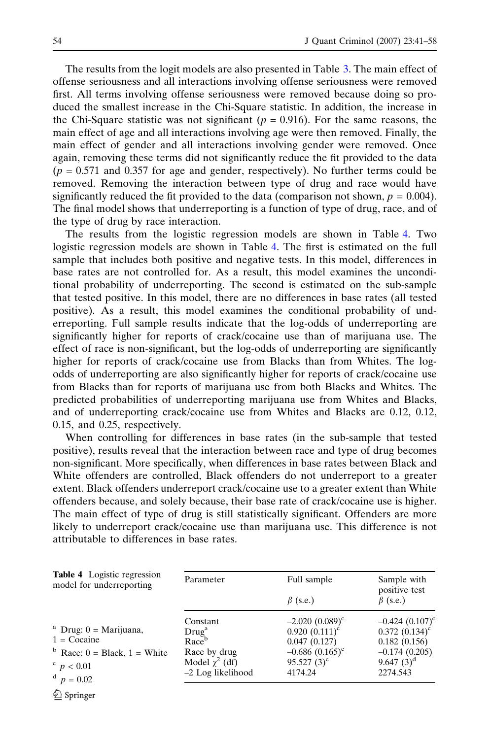The results from the logit models are also presented in Table 3. The main effect of offense seriousness and all interactions involving offense seriousness were removed first. All terms involving offense seriousness were removed because doing so produced the smallest increase in the Chi-Square statistic. In addition, the increase in the Chi-Square statistic was not significant ($p = 0.916$). For the same reasons, the main effect of age and all interactions involving age were then removed. Finally, the main effect of gender and all interactions involving gender were removed. Once again, removing these terms did not significantly reduce the fit provided to the data ($p = 0.571$ and 0.357 for age and gender, respectively). No further terms could be removed. Removing the interaction between type of drug and race would have significantly reduced the fit provided to the data (comparison not shown, $p = 0.004$). The final model shows that underreporting is a function of type of drug, race, and of the type of drug by race interaction.

The results from the logistic regression models are shown in Table 4. Two logistic regression models are shown in Table 4. The first is estimated on the full sample that includes both positive and negative tests. In this model, differences in base rates are not controlled for. As a result, this model examines the unconditional probability of underreporting. The second is estimated on the sub-sample that tested positive. In this model, there are no differences in base rates (all tested positive). As a result, this model examines the conditional probability of underreporting. Full sample results indicate that the log-odds of underreporting are significantly higher for reports of crack/cocaine use than of marijuana use. The effect of race is non-significant, but the log-odds of underreporting are significantly higher for reports of crack/cocaine use from Blacks than from Whites. The log-odds of underreporting are also significantly higher for reports of crack/cocaine use from Blacks than for reports of marijuana use from both Blacks and Whites. The predicted probabilities of underreporting marijuana use from Whites and Blacks, and of underreporting crack/cocaine use from Whites and Blacks are 0.12, 0.12, 0.15, and 0.25, respectively.

When controlling for differences in base rates (in the sub-sample that tested positive), results reveal that the interaction between race and type of drug becomes non-significant. More specifically, when differences in base rates between Black and White offenders are controlled, Black offenders do not underreport to a greater extent. Black offenders underreport crack/cocaine use to a greater extent than White offenders because, and solely because, their base rate of crack/cocaine use is higher. The main effect of type of drug is still statistically significant. Offenders are more likely to underreport crack/cocaine use than marijuana use. This difference is not attributable to differences in base rates.

**Table 4** Logistic regression model for underreporting

| Parameter | Full sample $\beta$ (s.e.) | Sample with positive test $\beta$ (s.e.) |
|---|---|---|
| Constant | –2.020 (0.089)[c] | –0.424 (0.107)[c] |
| Drug[a] | 0.920 (0.111)[c] | 0.372 (0.134)[c] |
| Race[b] | 0.047 (0.127) | 0.182 (0.156) |
| Race by drug | –0.686 (0.165)[c] | –0.174 (0.205) |
| Model $\chi^2$ (df) | 95.527 (3)[c] | 9.647 (3)[d] |
| –2 Log likelihood | 4174.24 | 2274.543 |

[a] Drug: 0 = Marijuana, 1 = Cocaine

[b] Race: 0 = Black, 1 = White

[c] $p < 0.01$

[d] $p = 0.02$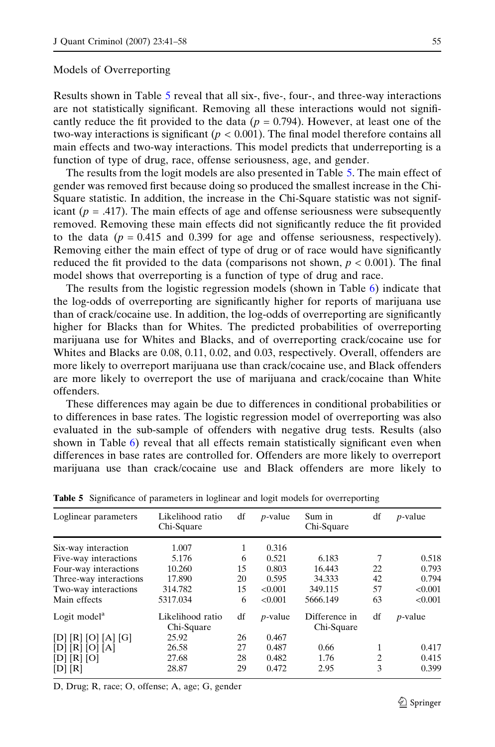Models of Overreporting

Results shown in Table 5 reveal that all six-, five-, four-, and three-way interactions are not statistically significant. Removing all these interactions would not significantly reduce the fit provided to the data ($p = 0.794$). However, at least one of the two-way interactions is significant ($p < 0.001$). The final model therefore contains all main effects and two-way interactions. This model predicts that underreporting is a function of type of drug, race, offense seriousness, age, and gender.

The results from the logit models are also presented in Table 5. The main effect of gender was removed first because doing so produced the smallest increase in the Chi-Square statistic. In addition, the increase in the Chi-Square statistic was not significant ($p = .417$). The main effects of age and offense seriousness were subsequently removed. Removing these main effects did not significantly reduce the fit provided to the data ($p = 0.415$ and 0.399 for age and offense seriousness, respectively). Removing either the main effect of type of drug or of race would have significantly reduced the fit provided to the data (comparisons not shown, $p < 0.001$). The final model shows that overreporting is a function of type of drug and race.

The results from the logistic regression models (shown in Table 6) indicate that the log-odds of overreporting are significantly higher for reports of marijuana use than of crack/cocaine use. In addition, the log-odds of overreporting are significantly higher for Blacks than for Whites. The predicted probabilities of overreporting marijuana use for Whites and Blacks, and of overreporting crack/cocaine use for Whites and Blacks are 0.08, 0.11, 0.02, and 0.03, respectively. Overall, offenders are more likely to overreport marijuana use than crack/cocaine use, and Black offenders are more likely to overreport the use of marijuana and crack/cocaine than White offenders.

These differences may again be due to differences in conditional probabilities or to differences in base rates. The logistic regression model of overreporting was also evaluated in the sub-sample of offenders with negative drug tests. Results (also shown in Table 6) reveal that all effects remain statistically significant even when differences in base rates are controlled for. Offenders are more likely to overreport marijuana use than crack/cocaine use and Black offenders are more likely to

**Table 5** Significance of parameters in loglinear and logit models for overreporting

| Loglinear parameters | Likelihood ratio Chi-Square | df | *p*-value | Sum in Chi-Square | df | *p*-value |
|---|---|---|---|---|---|---|
| Six-way interaction | 1.007 | 1 | 0.316 | | | |
| Five-way interactions | 5.176 | 6 | 0.521 | 6.183 | 7 | 0.518 |
| Four-way interactions | 10.260 | 15 | 0.803 | 16.443 | 22 | 0.793 |
| Three-way interactions | 17.890 | 20 | 0.595 | 34.333 | 42 | 0.794 |
| Two-way interactions | 314.782 | 15 | <0.001 | 349.115 | 57 | <0.001 |
| Main effects | 5317.034 | 6 | <0.001 | 5666.149 | 63 | <0.001 |
| Logit model[a] | Likelihood ratio Chi-Square | df | *p*-value | Difference in Chi-Square | df | *p*-value |
| [D] [R] [O] [A] [G] | 25.92 | 26 | 0.467 | | | |
| [D] [R] [O] [A] | 26.58 | 27 | 0.487 | 0.66 | 1 | 0.417 |
| [D] [R] [O] | 27.68 | 28 | 0.482 | 1.76 | 2 | 0.415 |
| [D] [R] | 28.87 | 29 | 0.472 | 2.95 | 3 | 0.399 |

D, Drug; R, race; O, offense; A, age; G, gender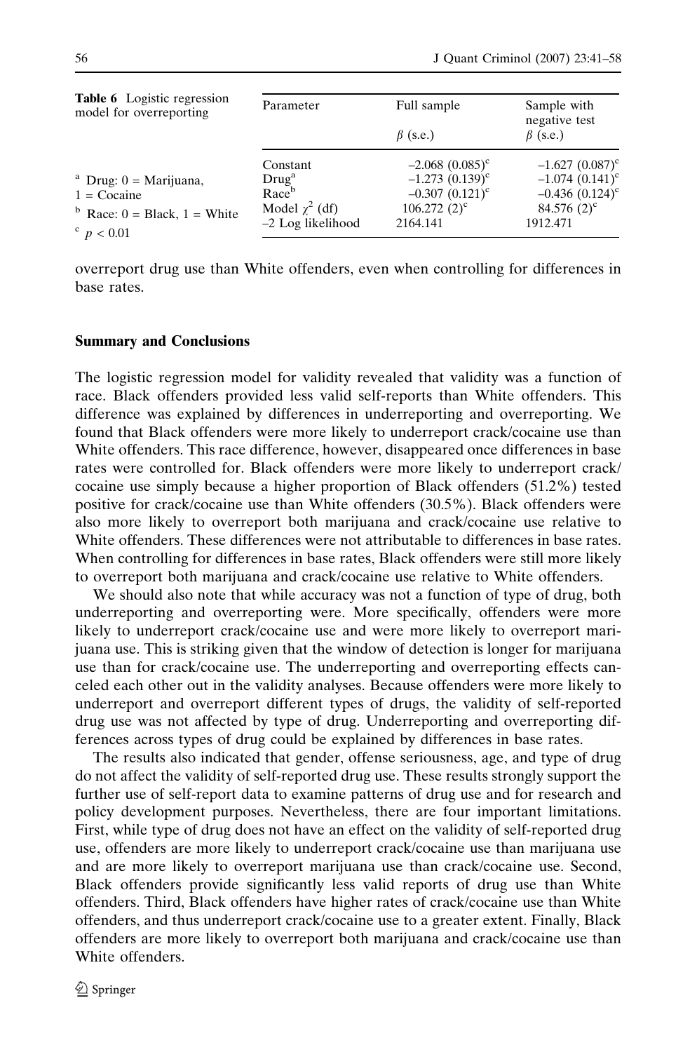**Table 6** Logistic regression model for overreporting

| Parameter | Full sample | Sample with negative test |
|---|---|---|
| | $\beta$ (s.e.) | $\beta$ (s.e.) |
| Constant | –2.068 (0.085)[c] | –1.627 (0.087)[c] |
| Drug[a] | –1.273 (0.139)[c] | –1.074 (0.141)[c] |
| Race[b] | –0.307 (0.121)[c] | –0.436 (0.124)[c] |
| Model $\chi^2$ (df) | 106.272 (2)[c] | 84.576 (2)[c] |
| –2 Log likelihood | 2164.141 | 1912.471 |

[a] Drug: 0 = Marijuana, 1 = Cocaine

[b] Race: 0 = Black, 1 = White

[c] $p < 0.01$

overreport drug use than White offenders, even when controlling for differences in base rates.

## Summary and Conclusions

The logistic regression model for validity revealed that validity was a function of race. Black offenders provided less valid self-reports than White offenders. This difference was explained by differences in underreporting and overreporting. We found that Black offenders were more likely to underreport crack/cocaine use than White offenders. This race difference, however, disappeared once differences in base rates were controlled for. Black offenders were more likely to underreport crack/cocaine use simply because a higher proportion of Black offenders (51.2%) tested positive for crack/cocaine use than White offenders (30.5%). Black offenders were also more likely to overreport both marijuana and crack/cocaine use relative to White offenders. These differences were not attributable to differences in base rates. When controlling for differences in base rates, Black offenders were still more likely to overreport both marijuana and crack/cocaine use relative to White offenders.

We should also note that while accuracy was not a function of type of drug, both underreporting and overreporting were. More specifically, offenders were more likely to underreport crack/cocaine use and were more likely to overreport marijuana use. This is striking given that the window of detection is longer for marijuana use than for crack/cocaine use. The underreporting and overreporting effects canceled each other out in the validity analyses. Because offenders were more likely to underreport and overreport different types of drugs, the validity of self-reported drug use was not affected by type of drug. Underreporting and overreporting differences across types of drug could be explained by differences in base rates.

The results also indicated that gender, offense seriousness, age, and type of drug do not affect the validity of self-reported drug use. These results strongly support the further use of self-report data to examine patterns of drug use and for research and policy development purposes. Nevertheless, there are four important limitations. First, while type of drug does not have an effect on the validity of self-reported drug use, offenders are more likely to underreport crack/cocaine use than marijuana use and are more likely to overreport marijuana use than crack/cocaine use. Second, Black offenders provide significantly less valid reports of drug use than White offenders. Third, Black offenders have higher rates of crack/cocaine use than White offenders, and thus underreport crack/cocaine use to a greater extent. Finally, Black offenders are more likely to overreport both marijuana and crack/cocaine use than White offenders.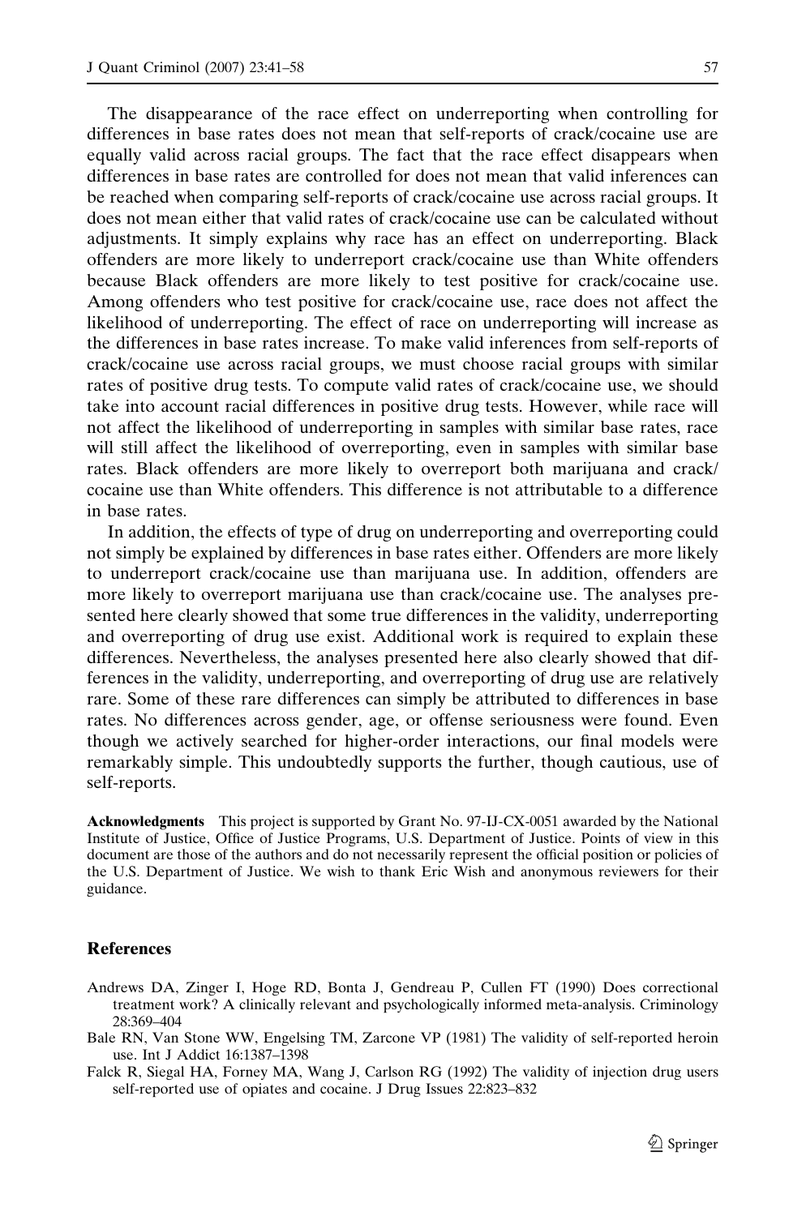The disappearance of the race effect on underreporting when controlling for differences in base rates does not mean that self-reports of crack/cocaine use are equally valid across racial groups. The fact that the race effect disappears when differences in base rates are controlled for does not mean that valid inferences can be reached when comparing self-reports of crack/cocaine use across racial groups. It does not mean either that valid rates of crack/cocaine use can be calculated without adjustments. It simply explains why race has an effect on underreporting. Black offenders are more likely to underreport crack/cocaine use than White offenders because Black offenders are more likely to test positive for crack/cocaine use. Among offenders who test positive for crack/cocaine use, race does not affect the likelihood of underreporting. The effect of race on underreporting will increase as the differences in base rates increase. To make valid inferences from self-reports of crack/cocaine use across racial groups, we must choose racial groups with similar rates of positive drug tests. To compute valid rates of crack/cocaine use, we should take into account racial differences in positive drug tests. However, while race will not affect the likelihood of underreporting in samples with similar base rates, race will still affect the likelihood of overreporting, even in samples with similar base rates. Black offenders are more likely to overreport both marijuana and crack/cocaine use than White offenders. This difference is not attributable to a difference in base rates.

In addition, the effects of type of drug on underreporting and overreporting could not simply be explained by differences in base rates either. Offenders are more likely to underreport crack/cocaine use than marijuana use. In addition, offenders are more likely to overreport marijuana use than crack/cocaine use. The analyses presented here clearly showed that some true differences in the validity, underreporting and overreporting of drug use exist. Additional work is required to explain these differences. Nevertheless, the analyses presented here also clearly showed that differences in the validity, underreporting, and overreporting of drug use are relatively rare. Some of these rare differences can simply be attributed to differences in base rates. No differences across gender, age, or offense seriousness were found. Even though we actively searched for higher-order interactions, our final models were remarkably simple. This undoubtedly supports the further, though cautious, use of self-reports.

**Acknowledgments** This project is supported by Grant No. 97-IJ-CX-0051 awarded by the National Institute of Justice, Office of Justice Programs, U.S. Department of Justice. Points of view in this document are those of the authors and do not necessarily represent the official position or policies of the U.S. Department of Justice. We wish to thank Eric Wish and anonymous reviewers for their guidance.

## References

Andrews DA, Zinger I, Hoge RD, Bonta J, Gendreau P, Cullen FT (1990) Does correctional treatment work? A clinically relevant and psychologically informed meta-analysis. Criminology 28:369–404

Bale RN, Van Stone WW, Engelsing TM, Zarcone VP (1981) The validity of self-reported heroin use. Int J Addict 16:1387–1398

Falck R, Siegal HA, Forney MA, Wang J, Carlson RG (1992) The validity of injection drug users self-reported use of opiates and cocaine. J Drug Issues 22:823–832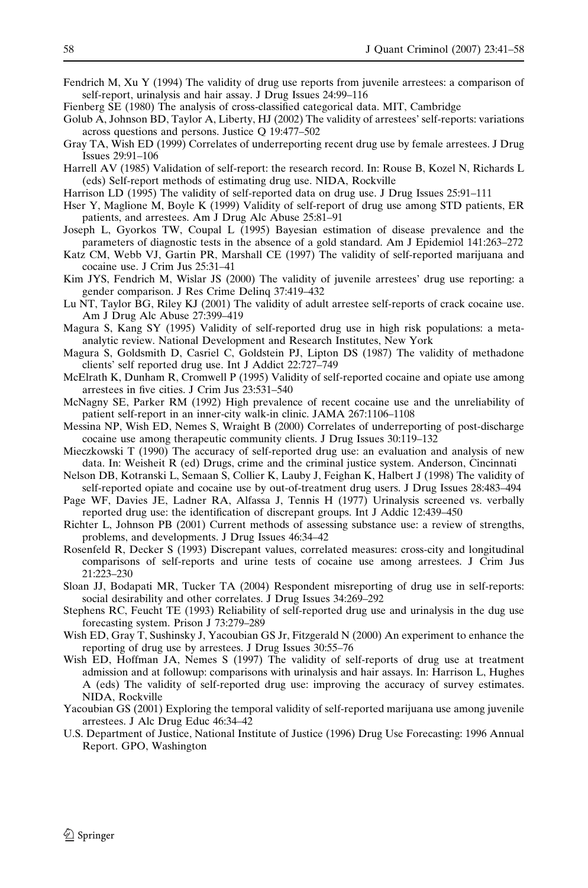Fendrich M, Xu Y (1994) The validity of drug use reports from juvenile arrestees: a comparison of self-report, urinalysis and hair assay. J Drug Issues 24:99–116

Fienberg SE (1980) The analysis of cross-classified categorical data. MIT, Cambridge

Golub A, Johnson BD, Taylor A, Liberty, HJ (2002) The validity of arrestees' self-reports: variations across questions and persons. Justice Q 19:477–502

Gray TA, Wish ED (1999) Correlates of underreporting recent drug use by female arrestees. J Drug Issues 29:91–106

Harrell AV (1985) Validation of self-report: the research record. In: Rouse B, Kozel N, Richards L (eds) Self-report methods of estimating drug use. NIDA, Rockville

Harrison LD (1995) The validity of self-reported data on drug use. J Drug Issues 25:91–111

Hser Y, Maglione M, Boyle K (1999) Validity of self-report of drug use among STD patients, ER patients, and arrestees. Am J Drug Alc Abuse 25:81–91

Joseph L, Gyorkos TW, Coupal L (1995) Bayesian estimation of disease prevalence and the parameters of diagnostic tests in the absence of a gold standard. Am J Epidemiol 141:263–272

Katz CM, Webb VJ, Gartin PR, Marshall CE (1997) The validity of self-reported marijuana and cocaine use. J Crim Jus 25:31–41

Kim JYS, Fendrich M, Wislar JS (2000) The validity of juvenile arrestees' drug use reporting: a gender comparison. J Res Crime Delinq 37:419–432

Lu NT, Taylor BG, Riley KJ (2001) The validity of adult arrestee self-reports of crack cocaine use. Am J Drug Alc Abuse 27:399–419

Magura S, Kang SY (1995) Validity of self-reported drug use in high risk populations: a meta-analytic review. National Development and Research Institutes, New York

Magura S, Goldsmith D, Casriel C, Goldstein PJ, Lipton DS (1987) The validity of methadone clients' self reported drug use. Int J Addict 22:727–749

McElrath K, Dunham R, Cromwell P (1995) Validity of self-reported cocaine and opiate use among arrestees in five cities. J Crim Jus 23:531–540

McNagny SE, Parker RM (1992) High prevalence of recent cocaine use and the unreliability of patient self-report in an inner-city walk-in clinic. JAMA 267:1106–1108

Messina NP, Wish ED, Nemes S, Wraight B (2000) Correlates of underreporting of post-discharge cocaine use among therapeutic community clients. J Drug Issues 30:119–132

Mieczkowski T (1990) The accuracy of self-reported drug use: an evaluation and analysis of new data. In: Weisheit R (ed) Drugs, crime and the criminal justice system. Anderson, Cincinnati

Nelson DB, Kotranski L, Semaan S, Collier K, Lauby J, Feighan K, Halbert J (1998) The validity of self-reported opiate and cocaine use by out-of-treatment drug users. J Drug Issues 28:483–494

Page WF, Davies JE, Ladner RA, Alfassa J, Tennis H (1977) Urinalysis screened vs. verbally reported drug use: the identification of discrepant groups. Int J Addic 12:439–450

Richter L, Johnson PB (2001) Current methods of assessing substance use: a review of strengths, problems, and developments. J Drug Issues 46:34–42

Rosenfeld R, Decker S (1993) Discrepant values, correlated measures: cross-city and longitudinal comparisons of self-reports and urine tests of cocaine use among arrestees. J Crim Jus 21:223–230

Sloan JJ, Bodapati MR, Tucker TA (2004) Respondent misreporting of drug use in self-reports: social desirability and other correlates. J Drug Issues 34:269–292

Stephens RC, Feucht TE (1993) Reliability of self-reported drug use and urinalysis in the dug use forecasting system. Prison J 73:279–289

Wish ED, Gray T, Sushinsky J, Yacoubian GS Jr, Fitzgerald N (2000) An experiment to enhance the reporting of drug use by arrestees. J Drug Issues 30:55–76

Wish ED, Hoffman JA, Nemes S (1997) The validity of self-reports of drug use at treatment admission and at followup: comparisons with urinalysis and hair assays. In: Harrison L, Hughes A (eds) The validity of self-reported drug use: improving the accuracy of survey estimates. NIDA, Rockville

Yacoubian GS (2001) Exploring the temporal validity of self-reported marijuana use among juvenile arrestees. J Alc Drug Educ 46:34–42

U.S. Department of Justice, National Institute of Justice (1996) Drug Use Forecasting: 1996 Annual Report. GPO, Washington